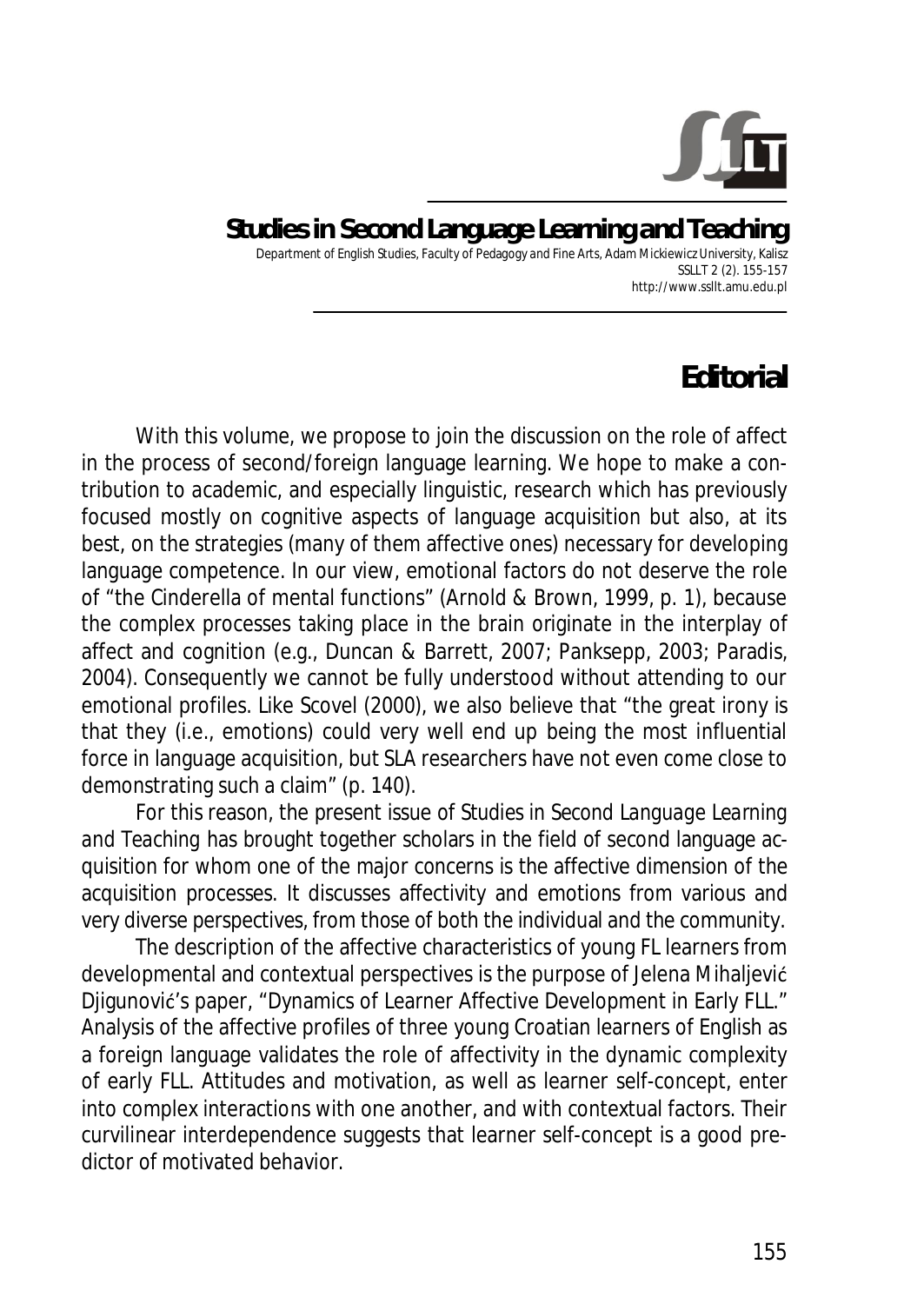# Editorial

With this volume, we propose to join the discussion on the role of affect in the process of second/foreign language learning. We hope to make a contribution to academic, and especially linguistic, research which has previously focused mostly on cognitive aspects of language acquisition but also, at its best, on the strategies (many of them affective ones) necessary for developing language competence. In our view, emotional factors do not deserve the role of "the Cinderella of mental functions" (Arnold & Brown, 1999, p. 1), because the complex processes taking place in the brain originate in the interplay of affect and cognition (e.g., Duncan & Barrett, 2007; Panksepp, 2003; Paradis, 2004). Consequently we cannot be fully understood without attending to our emotional profiles. Like Scovel (2000), we also believe that "the great irony is that they (i.e., emotions) could very well end up being the most influential force in language acquisition, but SLA researchers have not even come close to demonstrating such a claim" (p. 140).

For this reason, the present issue of *Studies in Second Language Learning and Teaching* has brought together scholars in the field of second language acquisition for whom one of the major concerns is the affective dimension of the acquisition processes. It discusses affectivity and emotions from various and very diverse perspectives, from those of both the individual and the community.

The description of the affective characteristics of young FL learners from developmental and contextual perspectives is the purpose of Jelena Mihaljević Djigunović's paper, "Dynamics of Learner Affective Development in Early FLL." Analysis of the affective profiles of three young Croatian learners of English as a foreign language validates the role of affectivity in the dynamic complexity of early FLL. Attitudes and motivation, as well as learner self-concept, enter into complex interactions with one another, and with contextual factors. Their curvilinear interdependence suggests that learner self-concept is a good predictor of motivated behavior.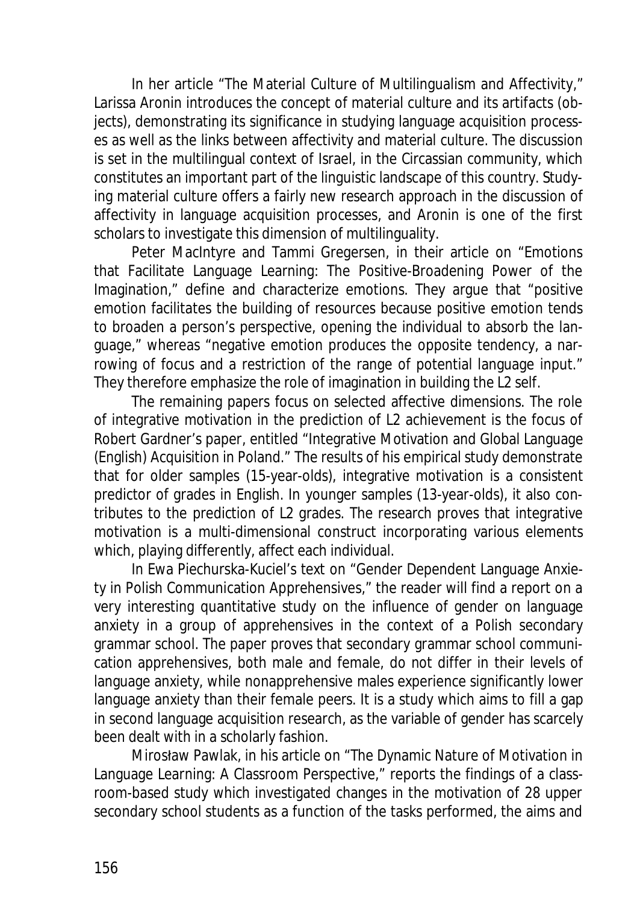In her article "The Material Culture of Multilingualism and Affectivity," Larissa Aronin introduces the concept of material culture and its artifacts (objects), demonstrating its significance in studying language acquisition processes as well as the links between affectivity and material culture. The discussion is set in the multilingual context of Israel, in the Circassian community, which constitutes an important part of the linguistic landscape of this country. Studying material culture offers a fairly new research approach in the discussion of affectivity in language acquisition processes, and Aronin is one of the first scholars to investigate this dimension of multilinguality.

Peter MacIntyre and Tammi Gregersen, in their article on "Emotions that Facilitate Language Learning: The Positive-Broadening Power of the Imagination," define and characterize emotions. They argue that "positive emotion facilitates the building of resources because positive emotion tends to broaden a person's perspective, opening the individual to absorb the language," whereas "negative emotion produces the opposite tendency, a narrowing of focus and a restriction of the range of potential language input." They therefore emphasize the role of imagination in building the L2 self.

The remaining papers focus on selected affective dimensions. The role of integrative motivation in the prediction of L2 achievement is the focus of Robert Gardner's paper, entitled "Integrative Motivation and Global Language (English) Acquisition in Poland." The results of his empirical study demonstrate that for older samples (15-year-olds), integrative motivation is a consistent predictor of grades in English. In younger samples (13-year-olds), it also contributes to the prediction of L2 grades. The research proves that integrative motivation is a multi-dimensional construct incorporating various elements which, playing differently, affect each individual.

In Ewa Piechurska-Kuciel's text on "Gender Dependent Language Anxiety in Polish Communication Apprehensives," the reader will find a report on a very interesting quantitative study on the influence of gender on language anxiety in a group of apprehensives in the context of a Polish secondary grammar school. The paper proves that secondary grammar school communication apprehensives, both male and female, do not differ in their levels of language anxiety, while nonapprehensive males experience significantly lower language anxiety than their female peers. It is a study which aims to fill a gap in second language acquisition research, as the variable of gender has scarcely been dealt with in a scholarly fashion.

Mirosław Pawlak, in his article on "The Dynamic Nature of Motivation in Language Learning: A Classroom Perspective," reports the findings of a classroom-based study which investigated changes in the motivation of 28 upper secondary school students as a function of the tasks performed, the aims and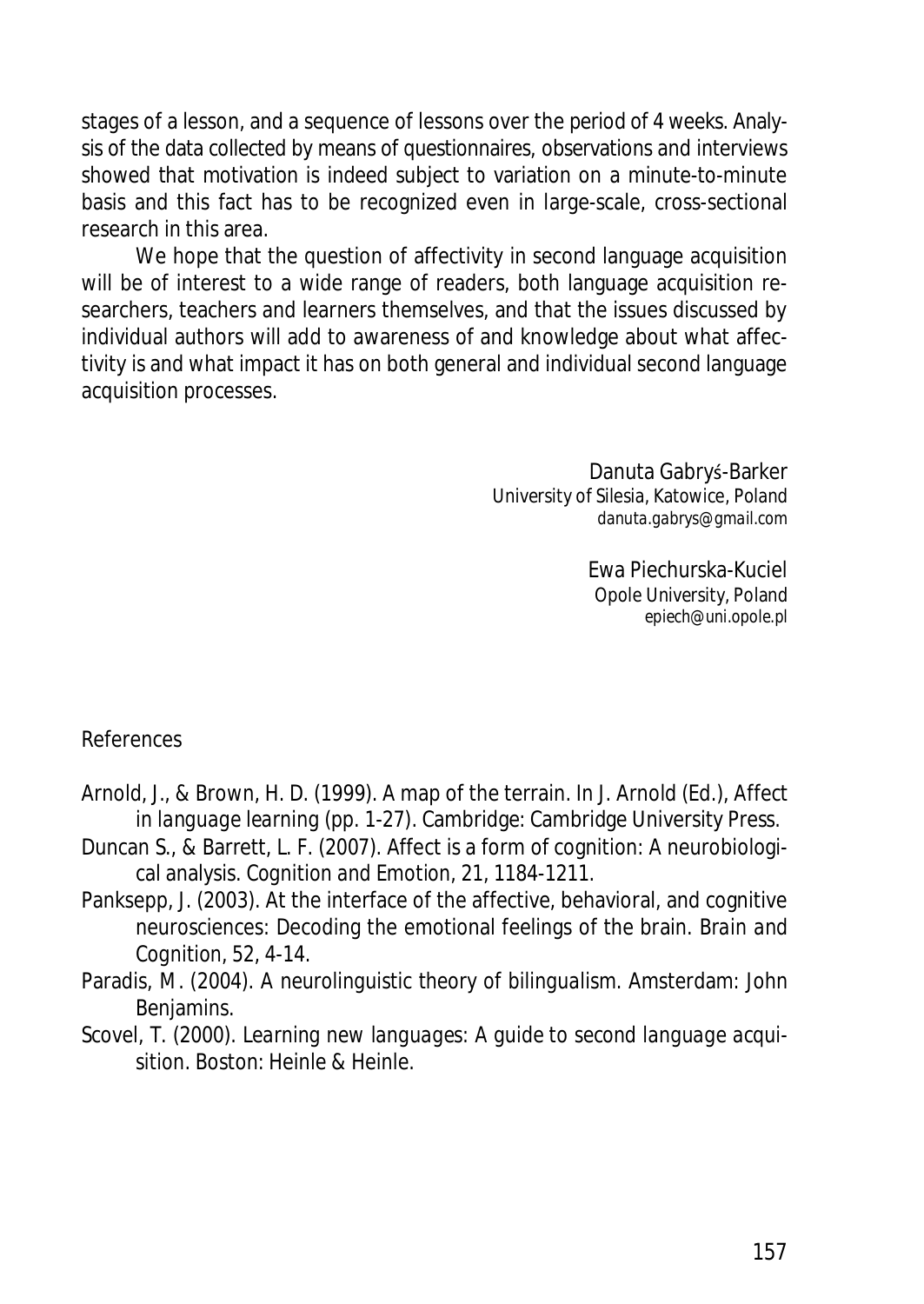stages of a lesson, and a sequence of lessons over the period of 4 weeks. Analysis of the data collected by means of questionnaires, observations and interviews showed that motivation is indeed subject to variation on a minute-to-minute basis and this fact has to be recognized even in large-scale, cross-sectional research in this area.

We hope that the question of affectivity in second language acquisition will be of interest to a wide range of readers, both language acquisition researchers, teachers and learners themselves, and that the issues discussed by individual authors will add to awareness of and knowledge about what affectivity is and what impact it has on both general and individual second language acquisition processes.

Danuta Gabryś-Barker
University of Silesia, Katowice, Poland
danuta.gabrys@gmail.com

Ewa Piechurska-Kuciel
Opole University, Poland
epiech@uni.opole.pl

## References

Arnold, J., & Brown, H. D. (1999). A map of the terrain. In J. Arnold (Ed.), *Affect in language learning* (pp. 1-27). Cambridge: Cambridge University Press.

Duncan S., & Barrett, L. F. (2007). Affect is a form of cognition: A neurobiological analysis. *Cognition and Emotion, 21*, 1184-1211.

Panksepp, J. (2003). At the interface of the affective, behavioral, and cognitive neurosciences: Decoding the emotional feelings of the brain. *Brain and Cognition, 52*, 4-14.

Paradis, M. (2004). *A neurolinguistic theory of bilingualism*. Amsterdam: John Benjamins.

Scovel, T. (2000). *Learning new languages: A guide to second language acquisition*. Boston: Heinle & Heinle.